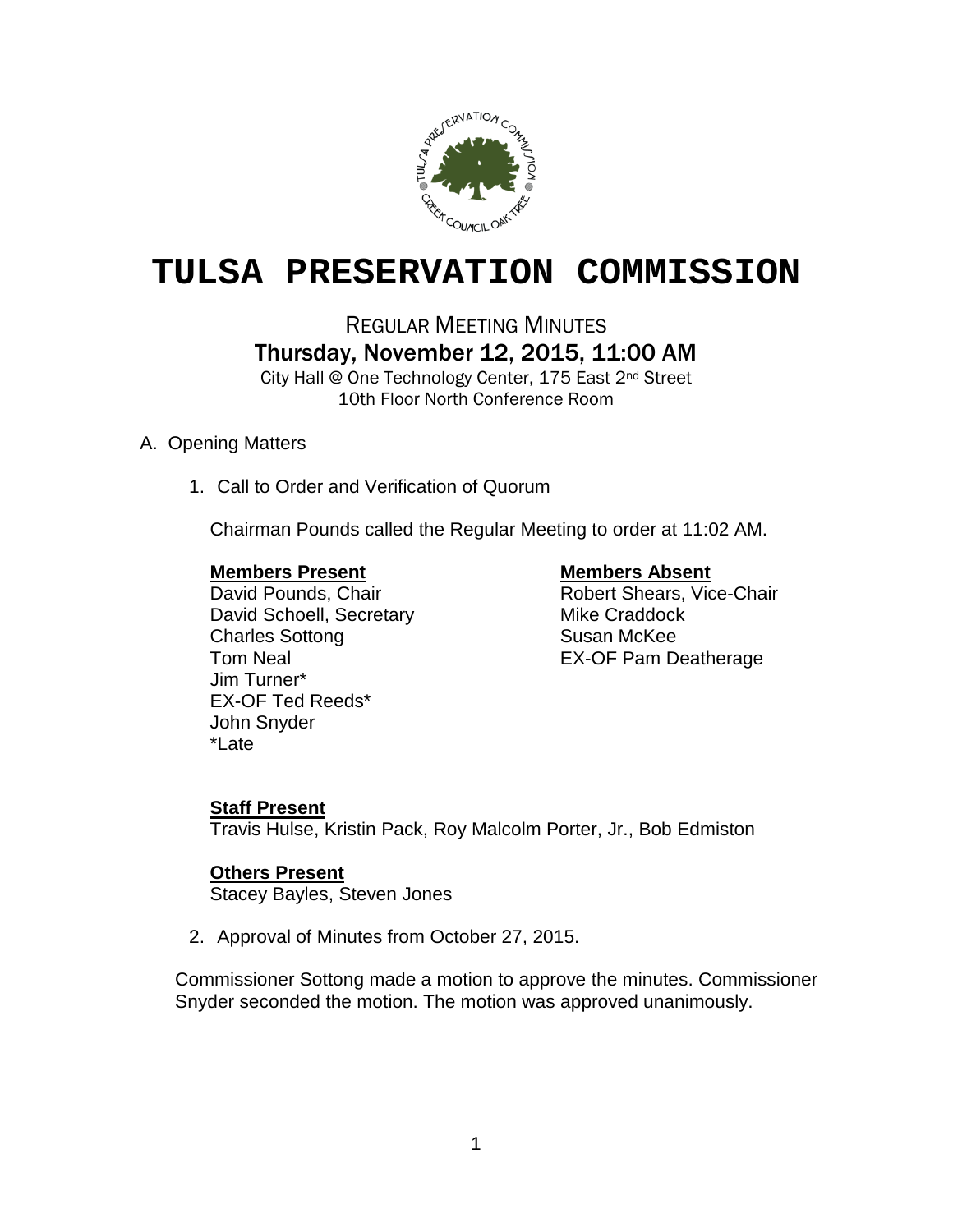# TULSA PRESERVATION COMMISSION

REGULAR MEETING MINUTES

## Thursday, November 12, 2015, 11:00 AM

City Hall @ One Technology Center, 175 East 2nd Street
10th Floor North Conference Room

A. Opening Matters

1. Call to Order and Verification of Quorum

   Chairman Pounds called the Regular Meeting to order at 11:02 AM.

   **Members Present**
   David Pounds, Chair
   David Schoell, Secretary
   Charles Sottong
   Tom Neal
   Jim Turner*
   EX-OF Ted Reeds*
   John Snyder
   *Late

   **Members Absent**
   Robert Shears, Vice-Chair
   Mike Craddock
   Susan McKee
   EX-OF Pam Deatherage

   **Staff Present**
   Travis Hulse, Kristin Pack, Roy Malcolm Porter, Jr., Bob Edmiston

   **Others Present**
   Stacey Bayles, Steven Jones

2. Approval of Minutes from October 27, 2015.

Commissioner Sottong made a motion to approve the minutes. Commissioner Snyder seconded the motion. The motion was approved unanimously.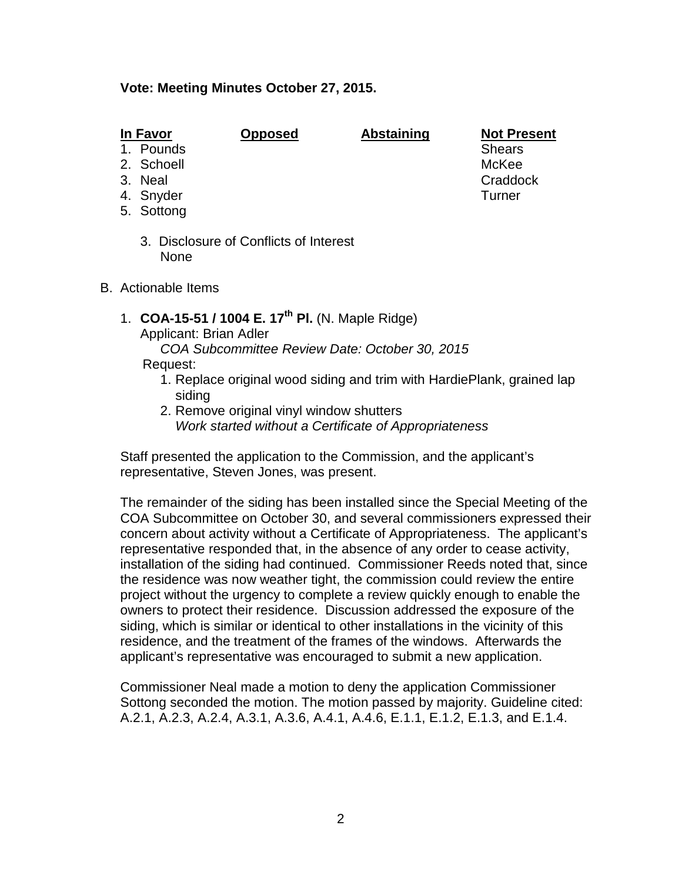**Vote: Meeting Minutes October 27, 2015.**

| In Favor | Opposed | Abstaining | Not Present |
|---|---|---|---|
| 1. Pounds | | | Shears |
| 2. Schoell | | | McKee |
| 3. Neal | | | Craddock |
| 4. Snyder | | | Turner |
| 5. Sottong | | | |

3. Disclosure of Conflicts of Interest
   None

B. Actionable Items

1. **COA-15-51 / 1004 E. 17th Pl.** (N. Maple Ridge)
   Applicant: Brian Adler
   *COA Subcommittee Review Date: October 30, 2015*
   Request:
   1. Replace original wood siding and trim with HardiePlank, grained lap siding
   2. Remove original vinyl window shutters
      *Work started without a Certificate of Appropriateness*

Staff presented the application to the Commission, and the applicant's representative, Steven Jones, was present.

The remainder of the siding has been installed since the Special Meeting of the COA Subcommittee on October 30, and several commissioners expressed their concern about activity without a Certificate of Appropriateness. The applicant's representative responded that, in the absence of any order to cease activity, installation of the siding had continued. Commissioner Reeds noted that, since the residence was now weather tight, the commission could review the entire project without the urgency to complete a review quickly enough to enable the owners to protect their residence. Discussion addressed the exposure of the siding, which is similar or identical to other installations in the vicinity of this residence, and the treatment of the frames of the windows. Afterwards the applicant's representative was encouraged to submit a new application.

Commissioner Neal made a motion to deny the application Commissioner Sottong seconded the motion. The motion passed by majority. Guideline cited: A.2.1, A.2.3, A.2.4, A.3.1, A.3.6, A.4.1, A.4.6, E.1.1, E.1.2, E.1.3, and E.1.4.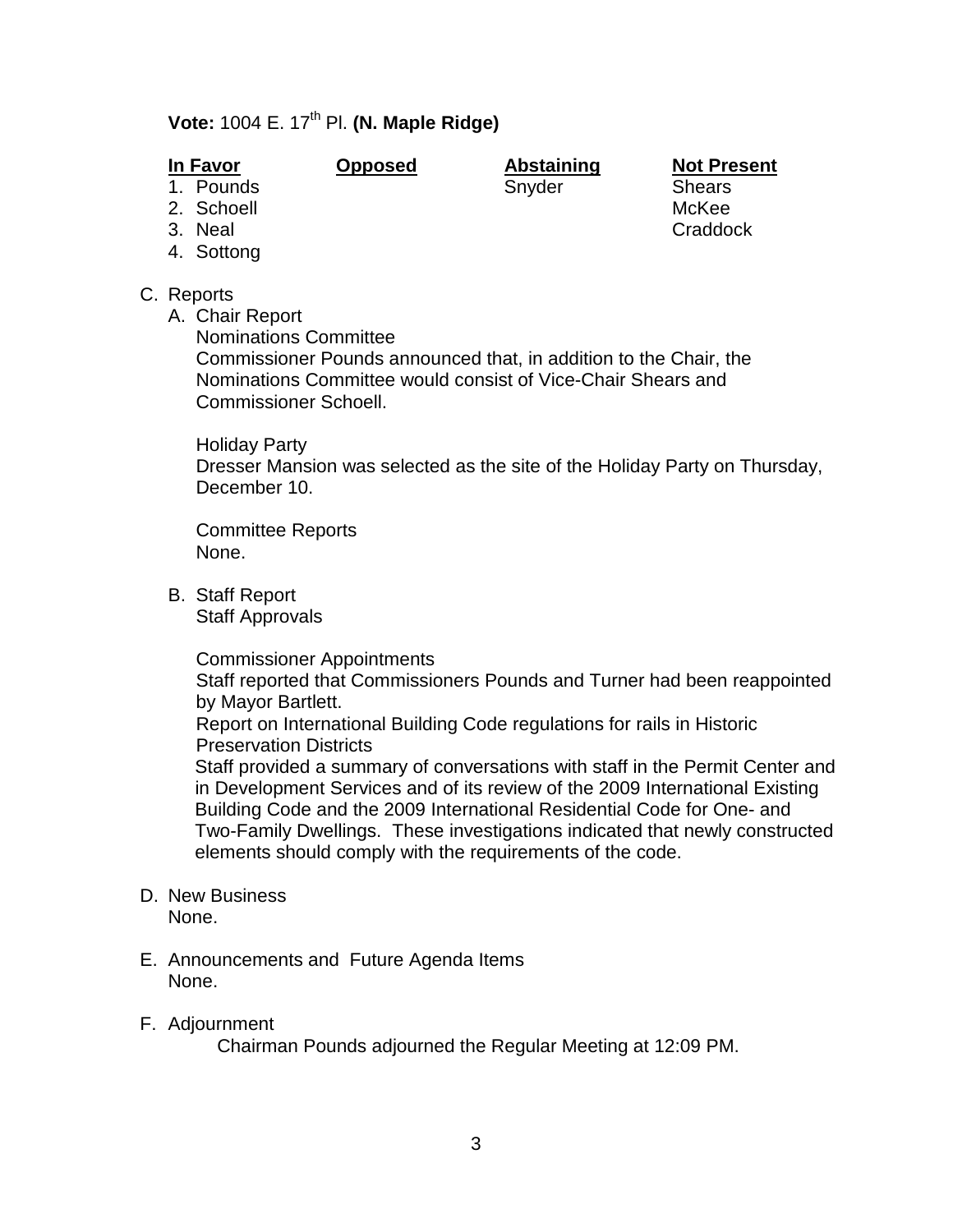**Vote:** 1004 E. 17th Pl. **(N. Maple Ridge)**

| In Favor | Opposed | Abstaining | Not Present |
|---|---|---|---|
| 1. Pounds | | Snyder | Shears |
| 2. Schoell | | | McKee |
| 3. Neal | | | Craddock |
| 4. Sottong | | | |

C. Reports

A. Chair Report

Nominations Committee

Commissioner Pounds announced that, in addition to the Chair, the Nominations Committee would consist of Vice-Chair Shears and Commissioner Schoell.

Holiday Party

Dresser Mansion was selected as the site of the Holiday Party on Thursday, December 10.

Committee Reports

None.

B. Staff Report

Staff Approvals

Commissioner Appointments

Staff reported that Commissioners Pounds and Turner had been reappointed by Mayor Bartlett.

Report on International Building Code regulations for rails in Historic Preservation Districts

Staff provided a summary of conversations with staff in the Permit Center and in Development Services and of its review of the 2009 International Existing Building Code and the 2009 International Residential Code for One- and Two-Family Dwellings. These investigations indicated that newly constructed elements should comply with the requirements of the code.

D. New Business

None.

E. Announcements and Future Agenda Items

None.

F. Adjournment

Chairman Pounds adjourned the Regular Meeting at 12:09 PM.